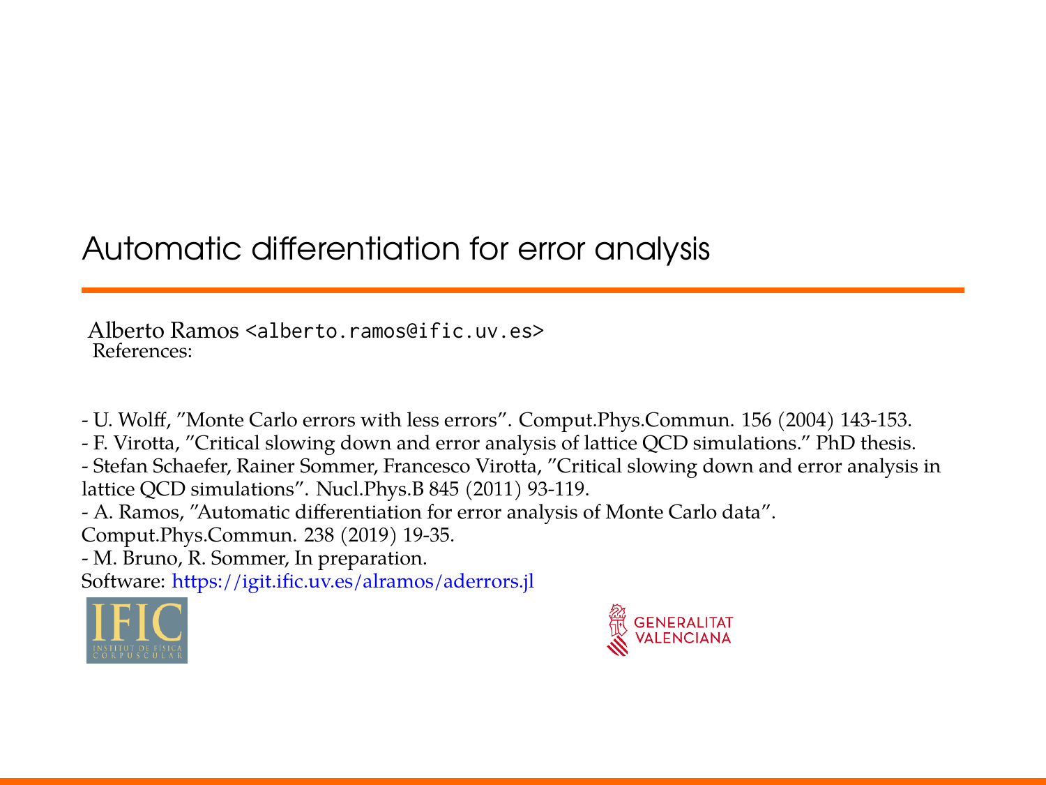# Automatic differentiation for error analysis

Alberto Ramos <alberto.ramos@ific.uv.es>

References:

- U. Wolff, "Monte Carlo errors with less errors". Comput.Phys.Commun. 156 (2004) 143-153.
- F. Virotta, "Critical slowing down and error analysis of lattice QCD simulations." PhD thesis.
- Stefan Schaefer, Rainer Sommer, Francesco Virotta, "Critical slowing down and error analysis in lattice QCD simulations". Nucl.Phys.B 845 (2011) 93-119.
- A. Ramos, "Automatic differentiation for error analysis of Monte Carlo data". Comput.Phys.Commun. 238 (2019) 19-35.
- M. Bruno, R. Sommer, In preparation.

Software: https://igit.ific.uv.es/alramos/aderrors.jl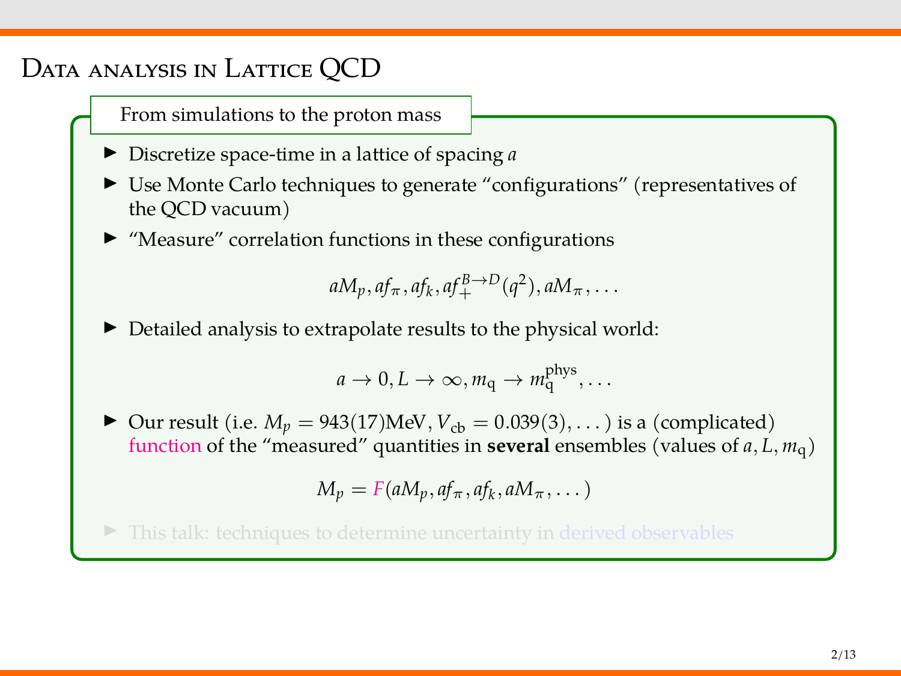# Data analysis in Lattice QCD

**From simulations to the proton mass**

- Discretize space-time in a lattice of spacing $a$
- Use Monte Carlo techniques to generate "configurations" (representatives of the QCD vacuum)
- "Measure" correlation functions in these configurations

$$aM_p, af_\pi, af_k, af_+^{B\to D}(q^2), aM_\pi, \ldots$$

- Detailed analysis to extrapolate results to the physical world:

$$a \to 0, L \to \infty, m_{\rm q} \to m_{\rm q}^{\rm phys}, \ldots$$

- Our result (i.e. $M_p = 943(17)\text{MeV}, V_{\rm cb} = 0.039(3), \ldots$) is a (complicated) function of the "measured" quantities in **several** ensembles (values of $a, L, m_{\rm q}$)

$$M_p = F(aM_p, af_\pi, af_k, aM_\pi, \ldots)$$

- This talk: techniques to determine uncertainty in derived observables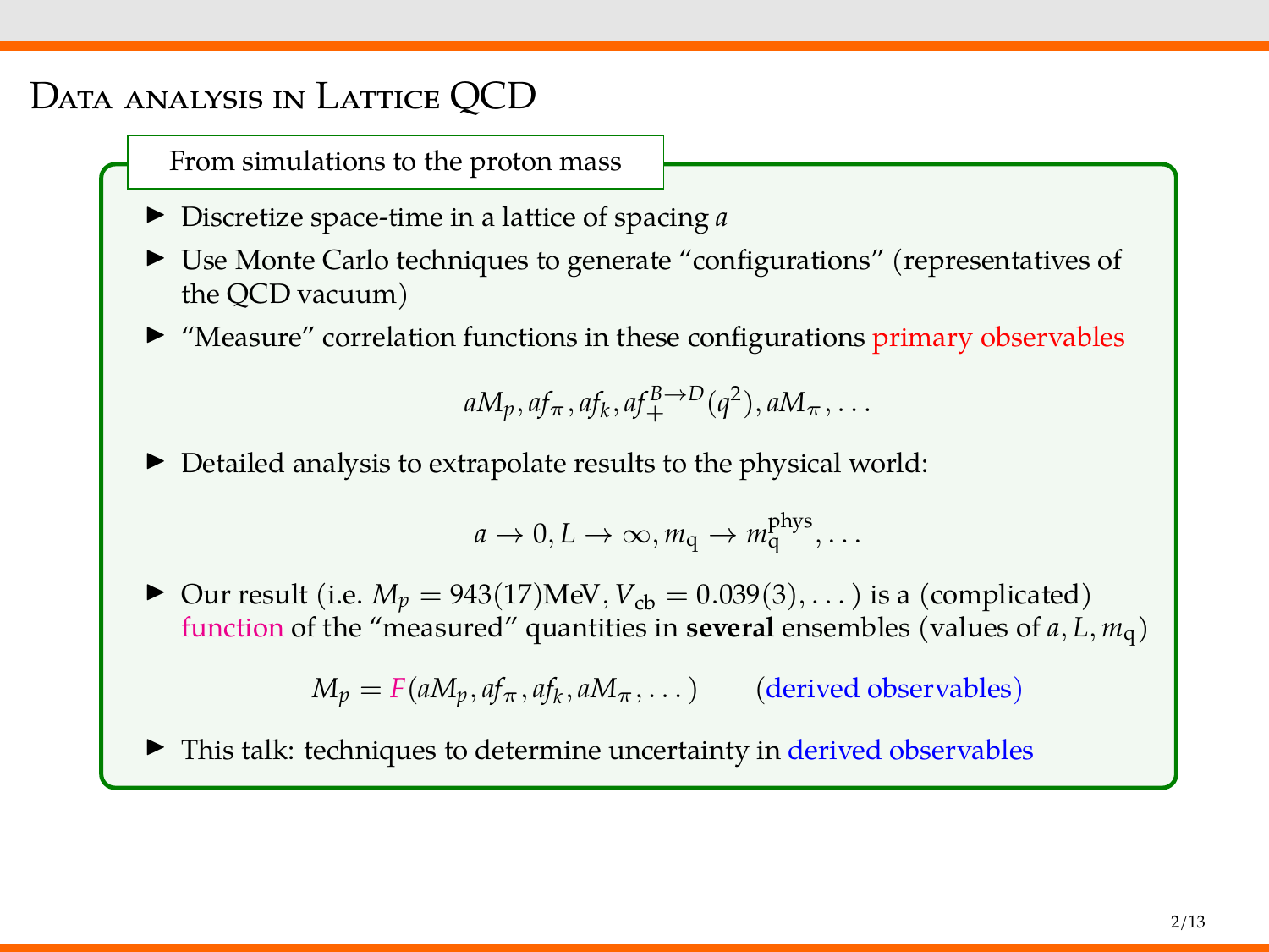# Data analysis in Lattice QCD

## From simulations to the proton mass

- Discretize space-time in a lattice of spacing $a$
- Use Monte Carlo techniques to generate "configurations" (representatives of the QCD vacuum)
- "Measure" correlation functions in these configurations primary observables

$$aM_p, af_\pi, af_k, af_+^{B\to D}(q^2), aM_\pi, \ldots$$

- Detailed analysis to extrapolate results to the physical world:

$$a \to 0, L \to \infty, m_q \to m_q^{\text{phys}}, \ldots$$

- Our result (i.e. $M_p = 943(17)\text{MeV}, V_{\text{cb}} = 0.039(3), \ldots$) is a (complicated) function of the "measured" quantities in **several** ensembles (values of $a, L, m_q$)

$$M_p = F(aM_p, af_\pi, af_k, aM_\pi, \ldots) \qquad \text{(derived observables)}$$

- This talk: techniques to determine uncertainty in derived observables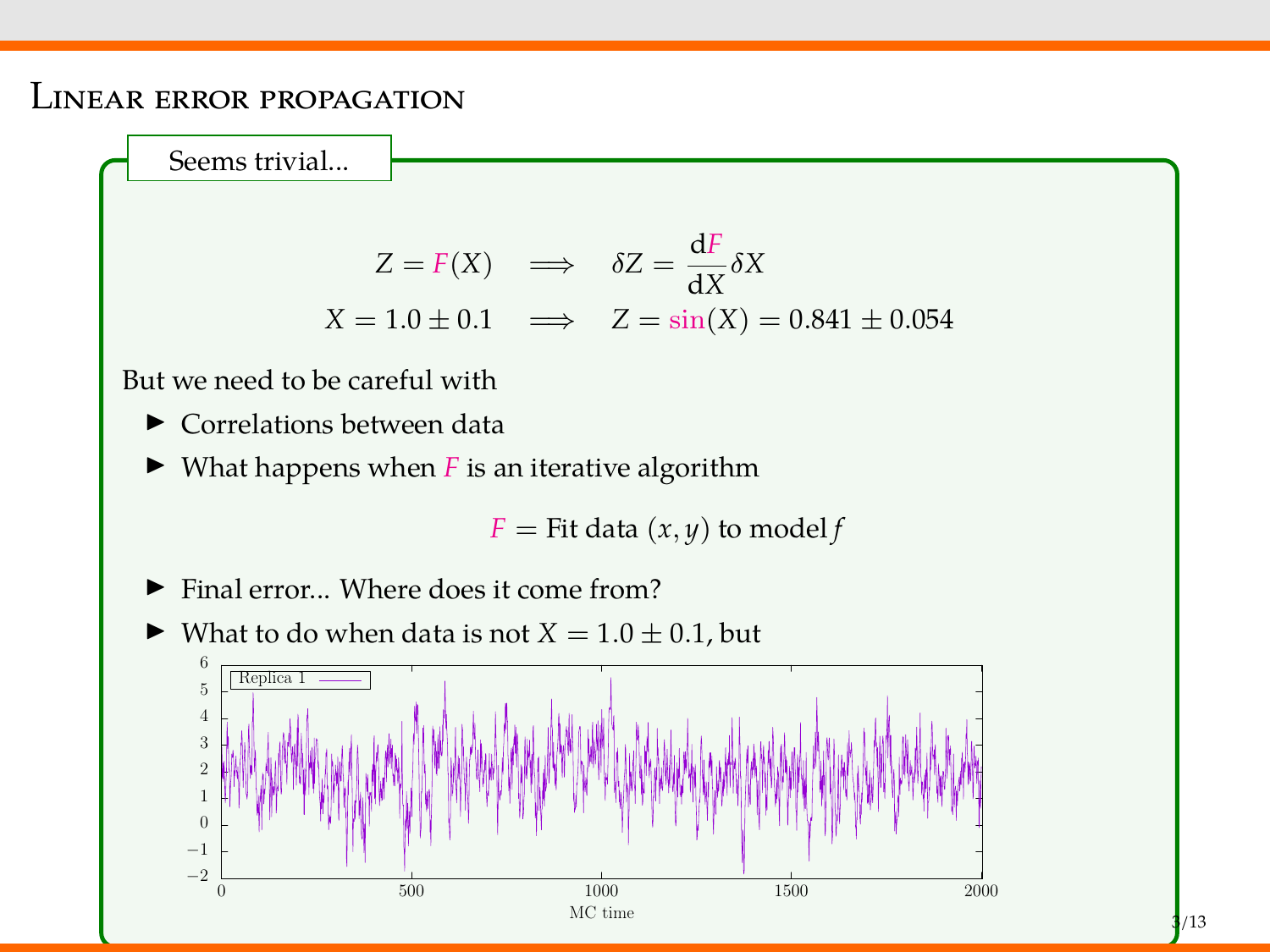# Linear error propagation

**Seems trivial...**

$$Z = F(X) \quad \Longrightarrow \quad \delta Z = \frac{\mathrm{d}F}{\mathrm{d}X}\delta X$$

$$X = 1.0 \pm 0.1 \quad \Longrightarrow \quad Z = \sin(X) = 0.841 \pm 0.054$$

But we need to be careful with

- Correlations between data
- What happens when $F$ is an iterative algorithm

$$F = \text{Fit data } (x, y) \text{ to model } f$$

- Final error... Where does it come from?
- What to do when data is not $X = 1.0 \pm 0.1$, but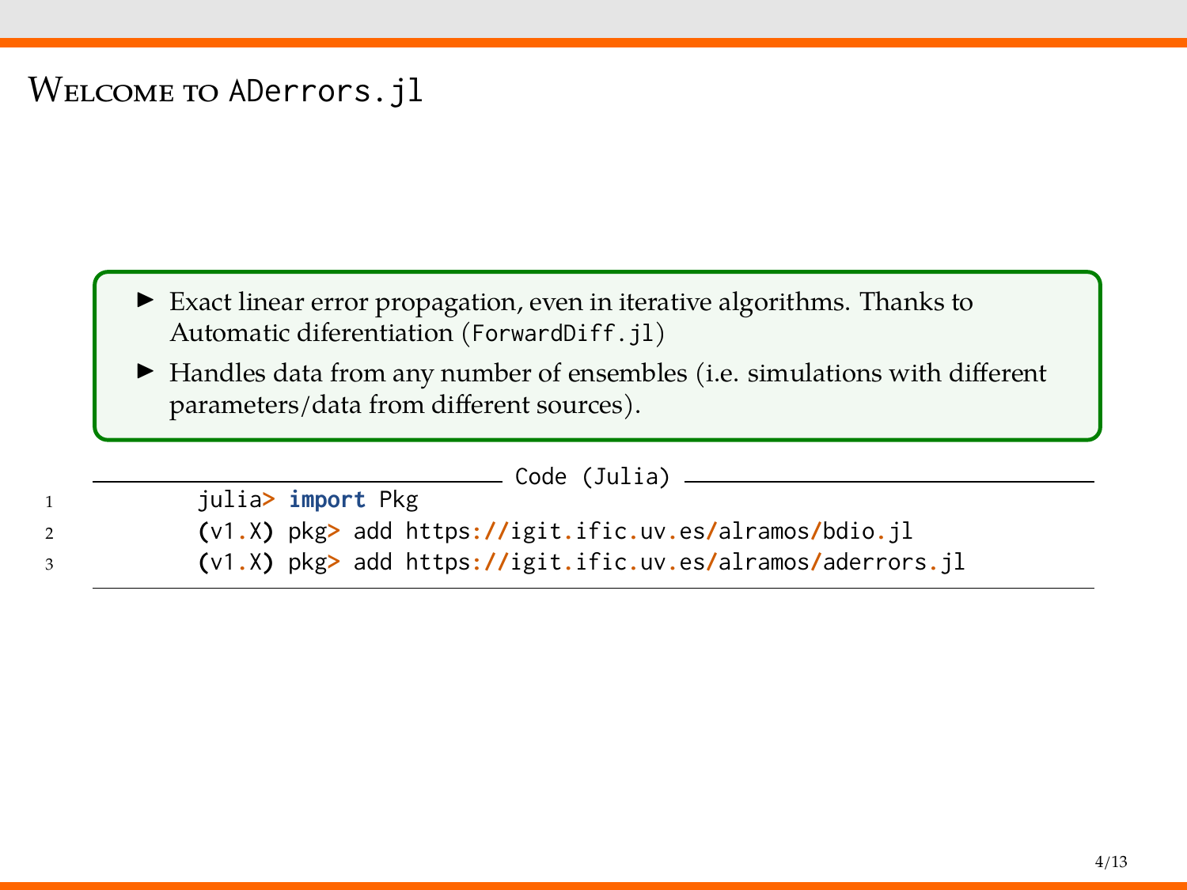# Welcome to `ADerrors.jl`

- Exact linear error propagation, even in iterative algorithms. Thanks to Automatic diferentiation (`ForwardDiff.jl`)
- Handles data from any number of ensembles (i.e. simulations with different parameters/data from different sources).

Code (Julia)

```julia
julia> import Pkg
(v1.X) pkg> add https://igit.ific.uv.es/alramos/bdio.jl
(v1.X) pkg> add https://igit.ific.uv.es/alramos/aderrors.jl
```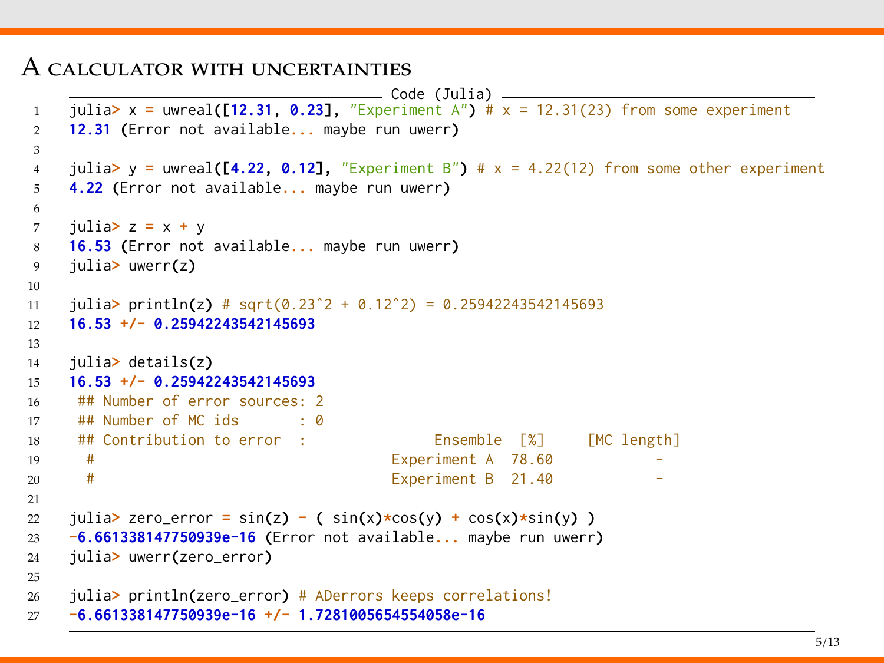# A calculator with uncertainties

Code (Julia)

```
julia> x = uwreal([12.31, 0.23], "Experiment A") # x = 12.31(23) from some experiment
12.31 (Error not available... maybe run uwerr)

julia> y = uwreal([4.22, 0.12], "Experiment B") # x = 4.22(12) from some other experiment
4.22 (Error not available... maybe run uwerr)

julia> z = x + y
16.53 (Error not available... maybe run uwerr)
julia> uwerr(z)

julia> println(z) # sqrt(0.23^2 + 0.12^2) = 0.25942243542145693
16.53 +/- 0.25942243542145693

julia> details(z)
16.53 +/- 0.25942243542145693
 ## Number of error sources: 2
 ## Number of MC ids       : 0
 ## Contribution to error  :               Ensemble  [%]     [MC length]
  #                                   Experiment A  78.60           -
  #                                   Experiment B  21.40           -

julia> zero_error = sin(z) - ( sin(x)*cos(y) + cos(x)*sin(y) )
-6.661338147750939e-16 (Error not available... maybe run uwerr)
julia> uwerr(zero_error)

julia> println(zero_error) # ADerrors keeps correlations!
-6.661338147750939e-16 +/- 1.7281005654554058e-16
```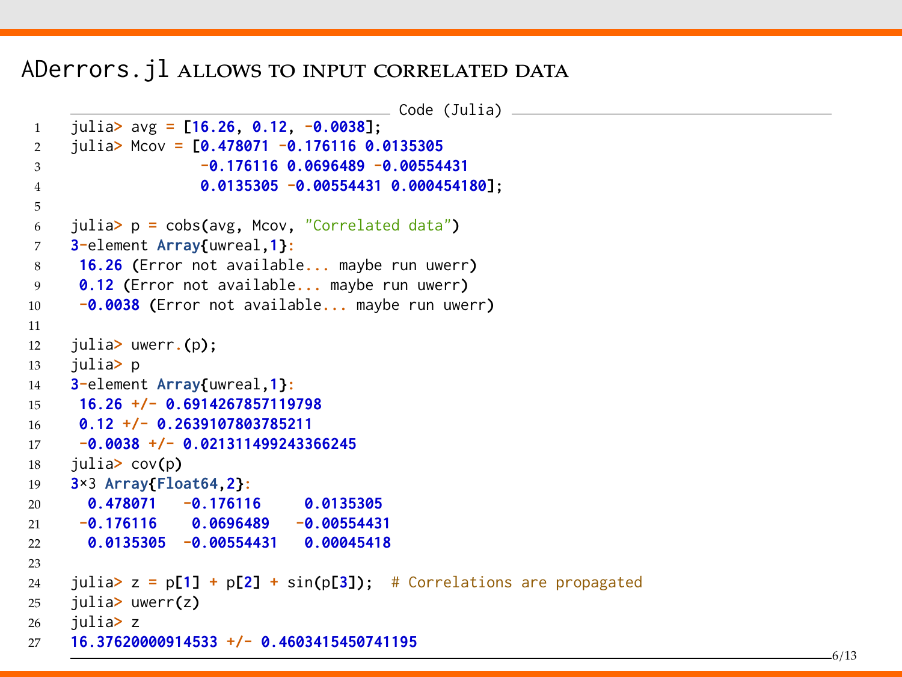# ADerrors.jl allows to input correlated data

Code (Julia)

```
julia> avg = [16.26, 0.12, -0.0038];
julia> Mcov = [0.478071 -0.176116 0.0135305
               -0.176116 0.0696489 -0.00554431
               0.0135305 -0.00554431 0.000454180];

julia> p = cobs(avg, Mcov, "Correlated data")
3-element Array{uwreal,1}:
 16.26 (Error not available... maybe run uwerr)
 0.12 (Error not available... maybe run uwerr)
 -0.0038 (Error not available... maybe run uwerr)

julia> uwerr.(p);
julia> p
3-element Array{uwreal,1}:
 16.26 +/- 0.6914267857119798
 0.12 +/- 0.2639107803785211
 -0.0038 +/- 0.021311499243366245
julia> cov(p)
3×3 Array{Float64,2}:
  0.478071   -0.176116     0.0135305
 -0.176116    0.0696489   -0.00554431
  0.0135305  -0.00554431   0.00045418

julia> z = p[1] + p[2] + sin(p[3]);  # Correlations are propagated
julia> uwerr(z)
julia> z
16.37620000914533 +/- 0.4603415450741195
```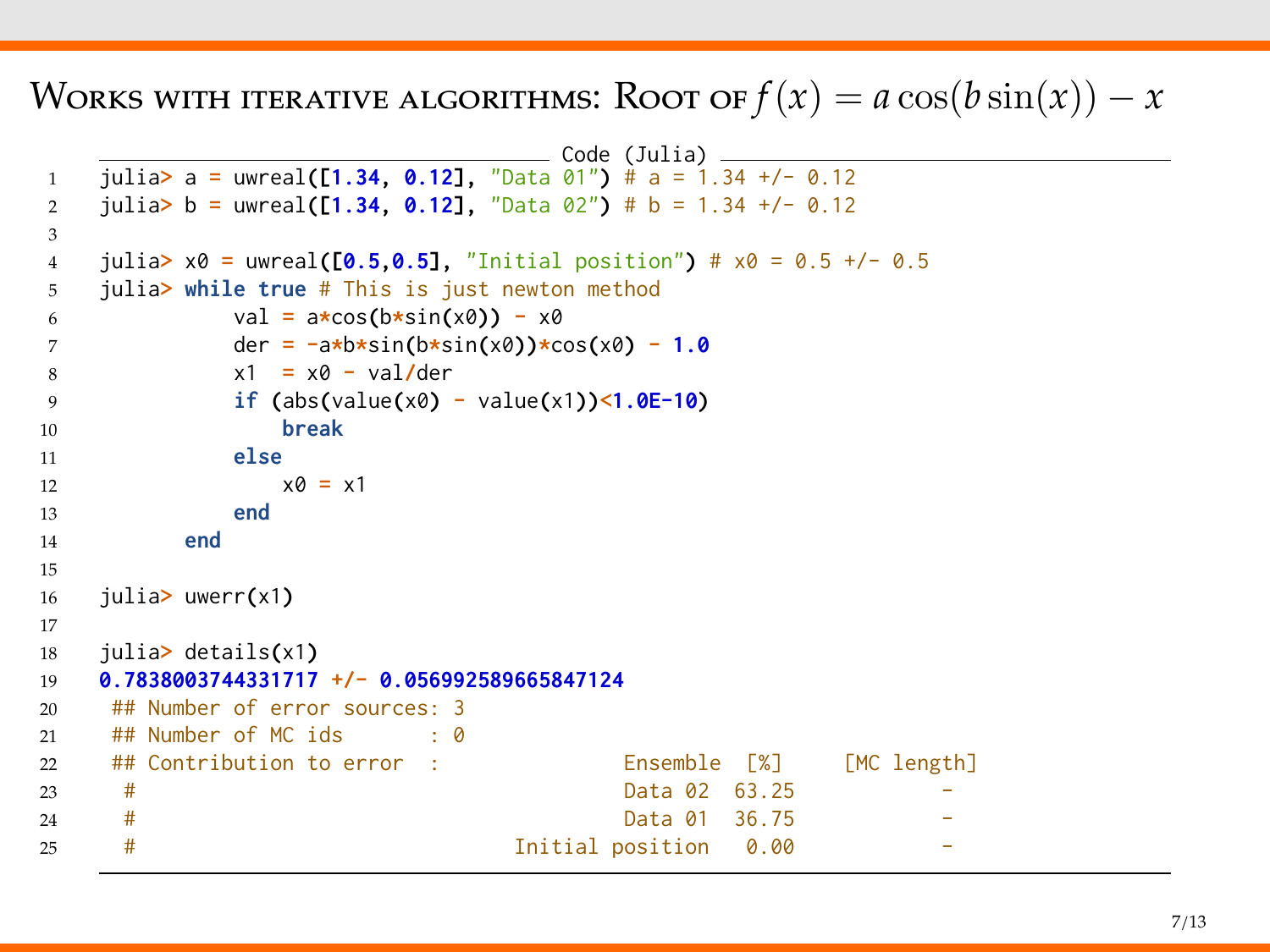# Works with iterative algorithms: Root of $f(x) = a\cos(b\sin(x)) - x$

Code (Julia)

```
julia> a = uwreal([1.34, 0.12], "Data 01") # a = 1.34 +/- 0.12
julia> b = uwreal([1.34, 0.12], "Data 02") # b = 1.34 +/- 0.12

julia> x0 = uwreal([0.5,0.5], "Initial position") # x0 = 0.5 +/- 0.5
julia> while true # This is just newton method
           val = a*cos(b*sin(x0)) - x0
           der = -a*b*sin(b*sin(x0))*cos(x0) - 1.0
           x1  = x0 - val/der
           if (abs(value(x0) - value(x1))<1.0E-10)
               break
           else
               x0 = x1
           end
       end

julia> uwerr(x1)

julia> details(x1)
0.7838003744331717 +/- 0.056992589665847124
 ## Number of error sources: 3
 ## Number of MC ids       : 0
 ## Contribution to error  :               Ensemble  [%]     [MC length]
  #                                         Data 02  63.25          -
  #                                         Data 01  36.75          -
  #                                Initial position   0.00          -
```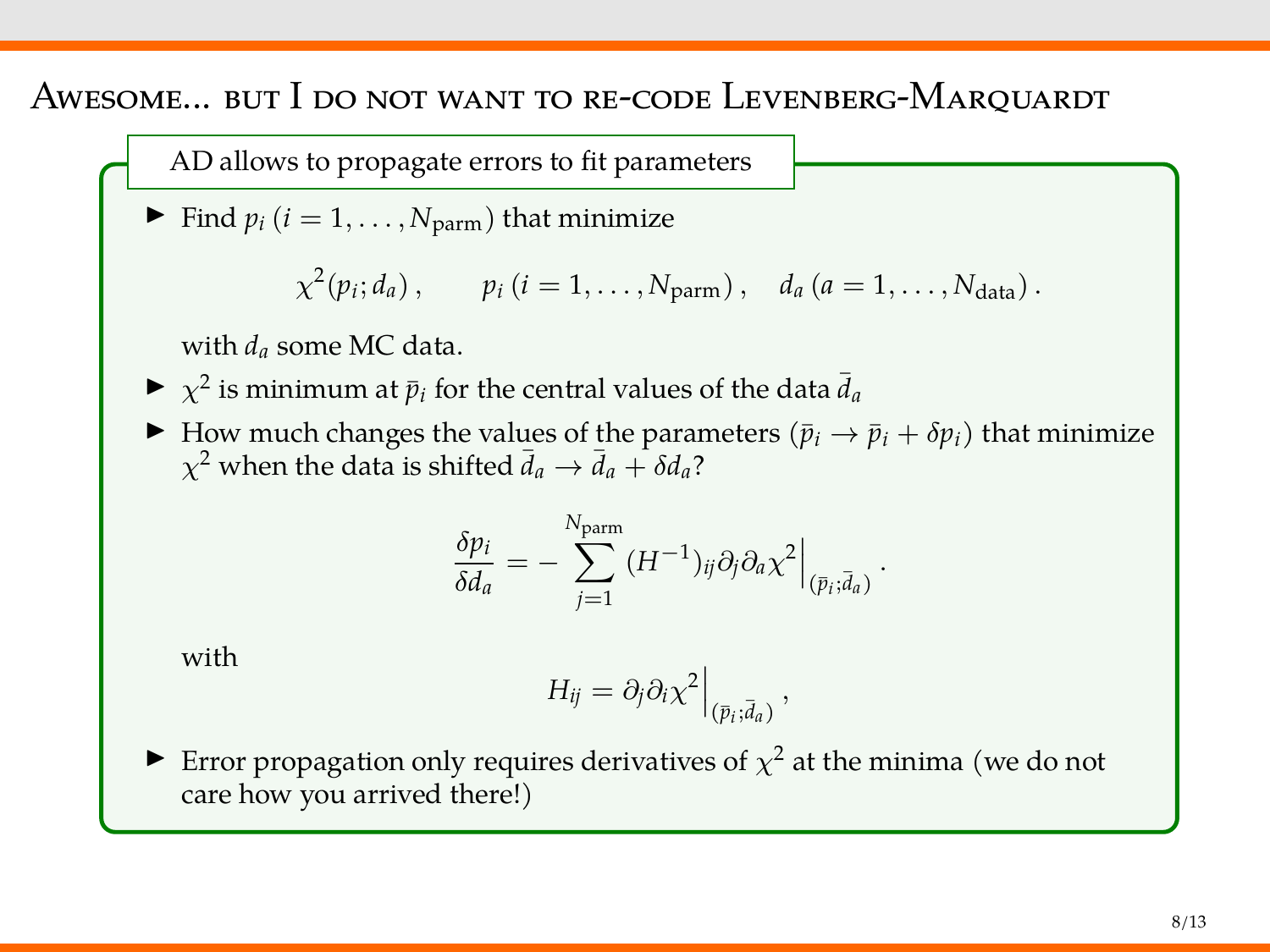# Awesome... but I do not want to re-code Levenberg-Marquardt

**AD allows to propagate errors to fit parameters**

- Find $p_i$ ($i = 1, \ldots, N_{\text{parm}}$) that minimize

$$\chi^2(p_i; d_a)\,, \qquad p_i\,(i = 1, \ldots, N_{\text{parm}})\,, \quad d_a\,(a = 1, \ldots, N_{\text{data}})\,.$$

  with $d_a$ some MC data.

- $\chi^2$ is minimum at $\bar{p}_i$ for the central values of the data $\bar{d}_a$
- How much changes the values of the parameters ($\bar{p}_i \to \bar{p}_i + \delta p_i$) that minimize $\chi^2$ when the data is shifted $\bar{d}_a \to \bar{d}_a + \delta d_a$?

$$\frac{\delta p_i}{\delta d_a} = -\sum_{j=1}^{N_{\text{parm}}} (H^{-1})_{ij} \partial_j \partial_a \chi^2 \Big|_{(\bar{p}_i; \bar{d}_a)}\,.$$

  with

$$H_{ij} = \partial_j \partial_i \chi^2 \Big|_{(\bar{p}_i; \bar{d}_a)}\,,$$

- Error propagation only requires derivatives of $\chi^2$ at the minima (we do not care how you arrived there!)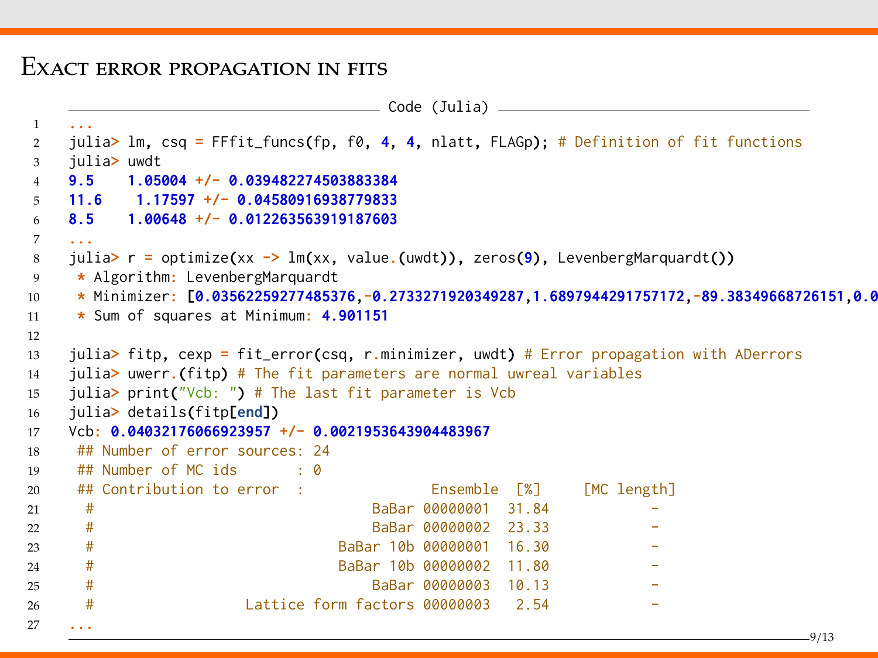# Exact error propagation in fits

Code (Julia)

```
...
julia> lm, csq = FFfit_funcs(fp, f0, 4, 4, nlatt, FLAGp); # Definition of fit functions
julia> uwdt
9.5    1.05004 +/- 0.039482274503883384
11.6    1.17597 +/- 0.04580916938779833
8.5    1.00648 +/- 0.012263563919187603
...
julia> r = optimize(xx -> lm(xx, value.(uwdt)), zeros(9), LevenbergMarquardt())
 * Algorithm: LevenbergMarquardt
 * Minimizer: [0.03562259277485376,-0.2733271920349287,1.6897944291757172,-89.38349668726151,0.0
 * Sum of squares at Minimum: 4.901151

julia> fitp, cexp = fit_error(csq, r.minimizer, uwdt) # Error propagation with ADerrors
julia> uwerr.(fitp) # The fit parameters are normal uwreal variables
julia> print("Vcb: ") # The last fit parameter is Vcb
julia> details(fitp[end])
Vcb: 0.04032176066923957 +/- 0.0021953643904483967
 ## Number of error sources: 24
 ## Number of MC ids       : 0
 ## Contribution to error  :                Ensemble  [%]     [MC length]
  #                               BaBar 00000001  31.84           -
  #                               BaBar 00000002  23.33           -
  #                           BaBar 10b 00000001  16.30           -
  #                           BaBar 10b 00000002  11.80           -
  #                               BaBar 00000003  10.13           -
  #                 Lattice form factors 00000003   2.54           -
...
```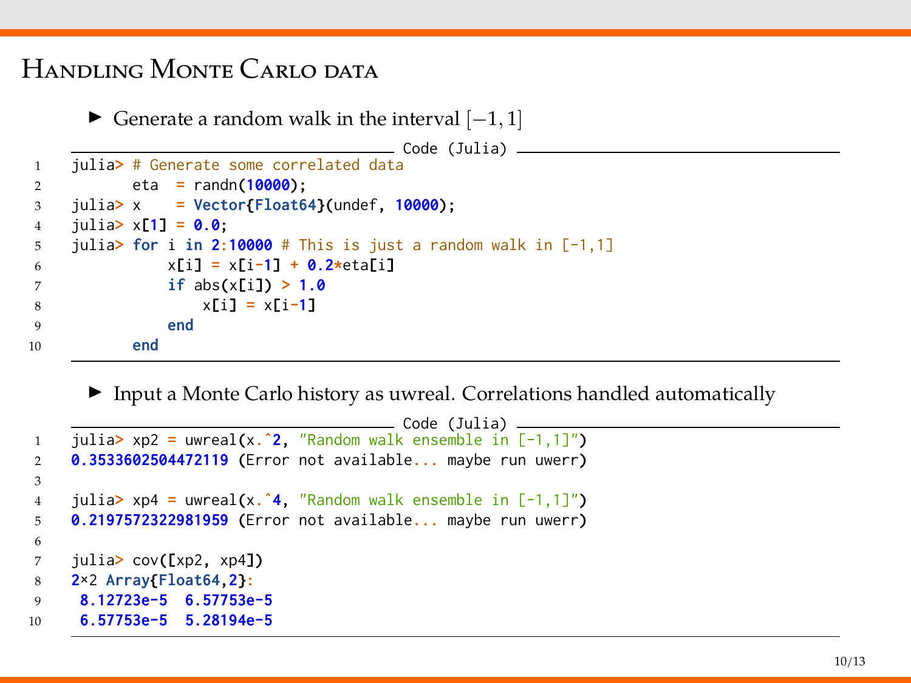# Handling Monte Carlo data

- Generate a random walk in the interval $[-1, 1]$

Code (Julia)

```
julia> # Generate some correlated data
       eta  = randn(10000);
julia> x    = Vector{Float64}(undef, 10000);
julia> x[1] = 0.0;
julia> for i in 2:10000 # This is just a random walk in [-1,1]
           x[i] = x[i-1] + 0.2*eta[i]
           if abs(x[i]) > 1.0
               x[i] = x[i-1]
           end
       end
```

- Input a Monte Carlo history as uwreal. Correlations handled automatically

Code (Julia)

```
julia> xp2 = uwreal(x.^2, "Random walk ensemble in [-1,1]")
0.3533602504472119 (Error not available... maybe run uwerr)

julia> xp4 = uwreal(x.^4, "Random walk ensemble in [-1,1]")
0.2197572322981959 (Error not available... maybe run uwerr)

julia> cov([xp2, xp4])
2×2 Array{Float64,2}:
 8.12723e-5  6.57753e-5
 6.57753e-5  5.28194e-5
```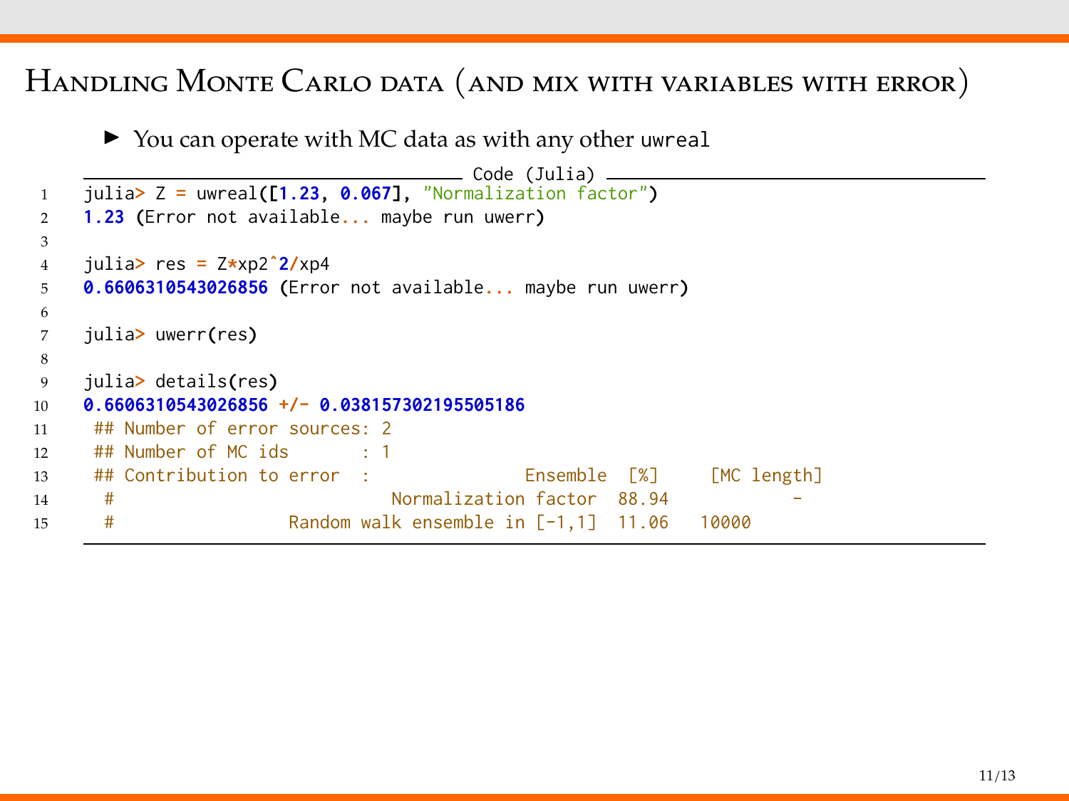# Handling Monte Carlo data (and mix with variables with error)

- You can operate with MC data as with any other uwreal

Code (Julia)

```
julia> Z = uwreal([1.23, 0.067], "Normalization factor")
1.23 (Error not available... maybe run uwerr)

julia> res = Z*xp2^2/xp4
0.6606310543026856 (Error not available... maybe run uwerr)

julia> uwerr(res)

julia> details(res)
0.6606310543026856 +/- 0.038157302195505186
 ## Number of error sources: 2
 ## Number of MC ids       : 1
 ## Contribution to error  :               Ensemble  [%]     [MC length]
  #                          Normalization factor  88.94            -
  #                  Random walk ensemble in [-1,1]  11.06   10000
```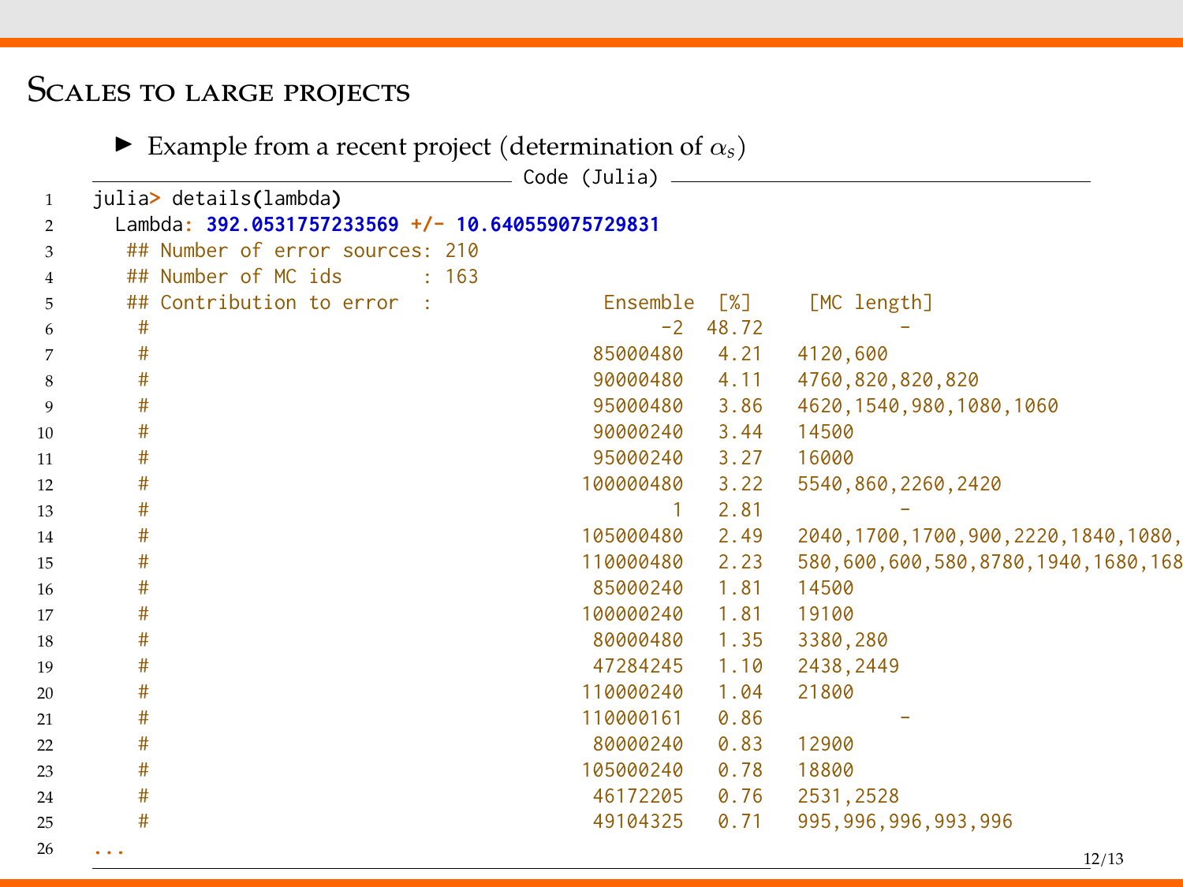# Scales to large projects

- Example from a recent project (determination of $\alpha_s$)

Code (Julia)

```
julia> details(lambda)
  Lambda: 392.0531757233569 +/- 10.640559075729831
   ## Number of error sources: 210
   ## Number of MC ids       : 163
   ## Contribution to error  :                 Ensemble  [%]     [MC length]
    #                                                -2  48.72          -
    #                                          85000480   4.21   4120,600
    #                                          90000480   4.11   4760,820,820,820
    #                                          95000480   3.86   4620,1540,980,1080,1060
    #                                          90000240   3.44   14500
    #                                          95000240   3.27   16000
    #                                         100000480   3.22   5540,860,2260,2420
    #                                                 1   2.81          -
    #                                         105000480   2.49   2040,1700,1700,900,2220,1840,1080,
    #                                         110000480   2.23   580,600,600,580,8780,1940,1680,168
    #                                          85000240   1.81   14500
    #                                         100000240   1.81   19100
    #                                          80000480   1.35   3380,280
    #                                          47284245   1.10   2438,2449
    #                                         110000240   1.04   21800
    #                                         110000161   0.86          -
    #                                          80000240   0.83   12900
    #                                         105000240   0.78   18800
    #                                          46172205   0.76   2531,2528
    #                                          49104325   0.71   995,996,996,993,996
...
```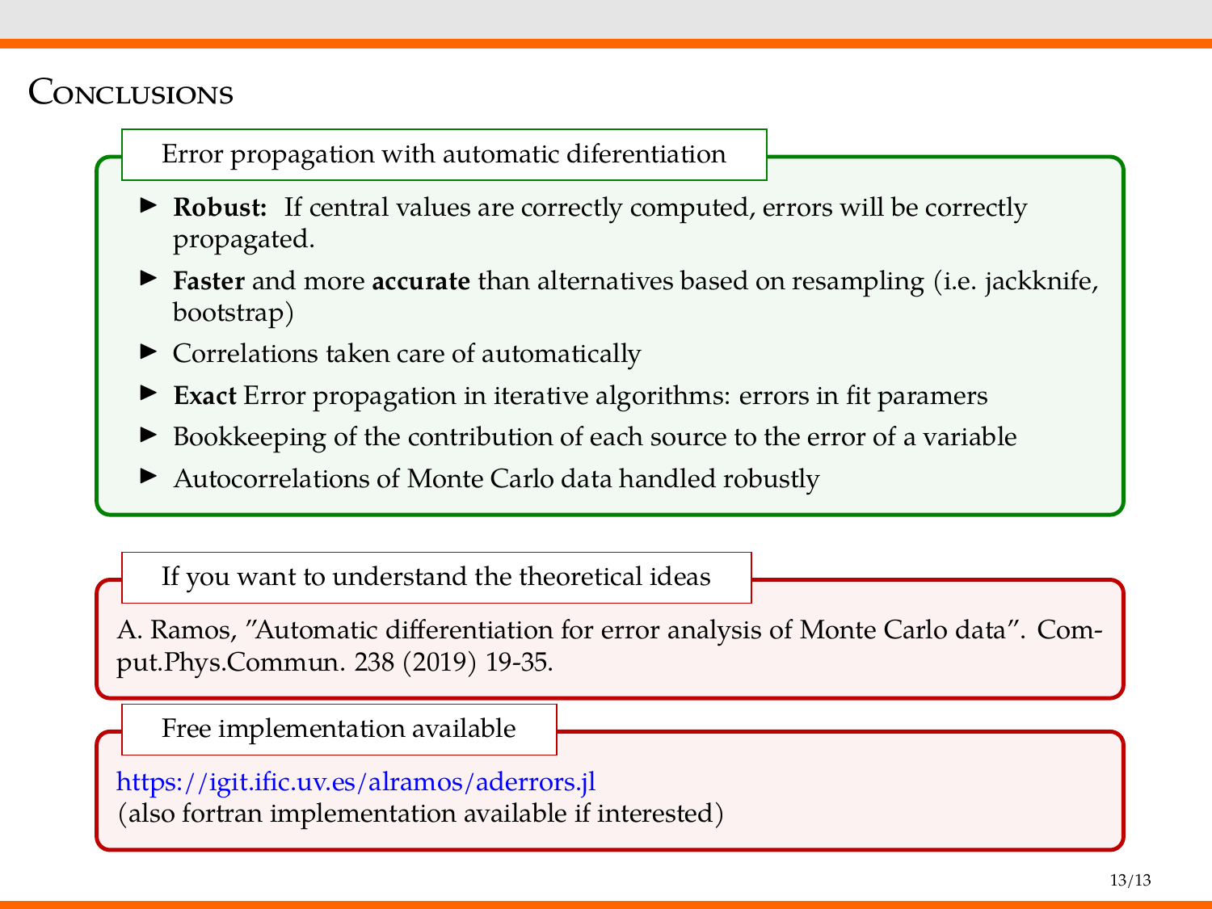# Conclusions

### Error propagation with automatic diferentiation

- **Robust:** If central values are correctly computed, errors will be correctly propagated.
- **Faster** and more **accurate** than alternatives based on resampling (i.e. jackknife, bootstrap)
- Correlations taken care of automatically
- **Exact** Error propagation in iterative algorithms: errors in fit paramers
- Bookkeeping of the contribution of each source to the error of a variable
- Autocorrelations of Monte Carlo data handled robustly

### If you want to understand the theoretical ideas

A. Ramos, "Automatic differentiation for error analysis of Monte Carlo data". Comput.Phys.Commun. 238 (2019) 19-35.

### Free implementation available

https://igit.ific.uv.es/alramos/aderrors.jl
(also fortran implementation available if interested)